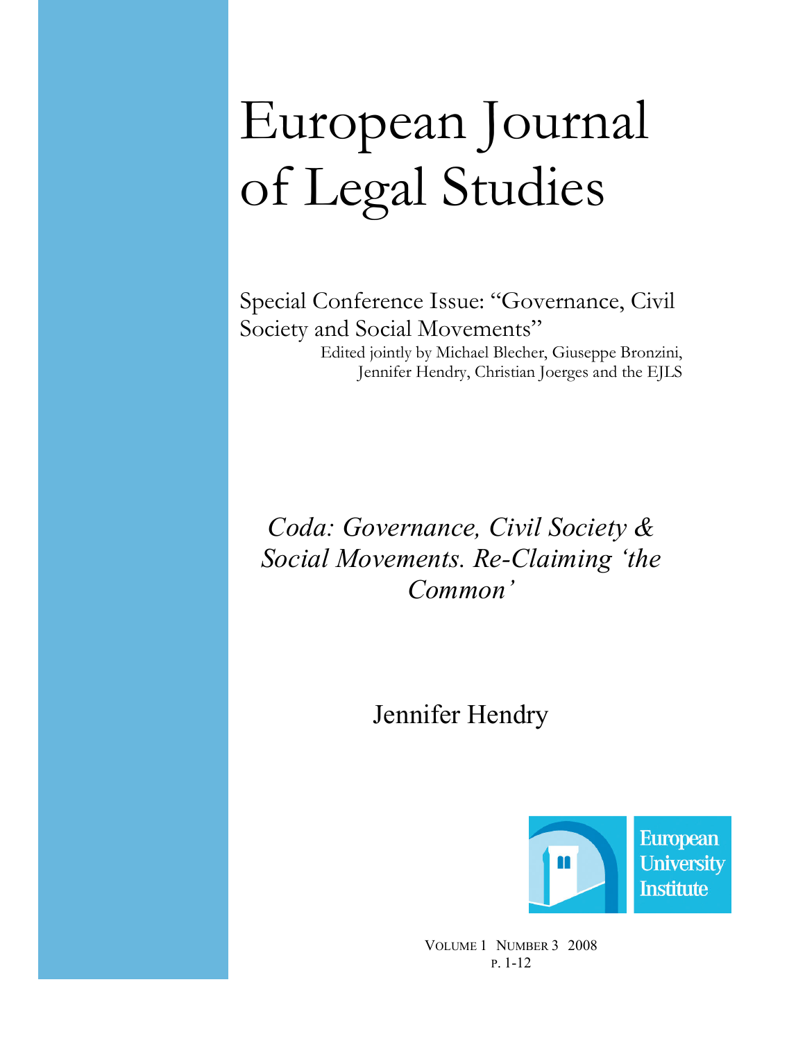# European Journal of Legal Studies

Special Conference Issue: "Governance, Civil Society and Social Movements"

Edited jointly by Michael Blecher, Giuseppe Bronzini, Jennifer Hendry, Christian Joerges and the EJLS

## *Coda: Governance, Civil Society & Social Movements. Re-Claiming 'the Common'*

Jennifer Hendry

European University Institute

VOLUME 1 NUMBER 3 2008

P. 1-12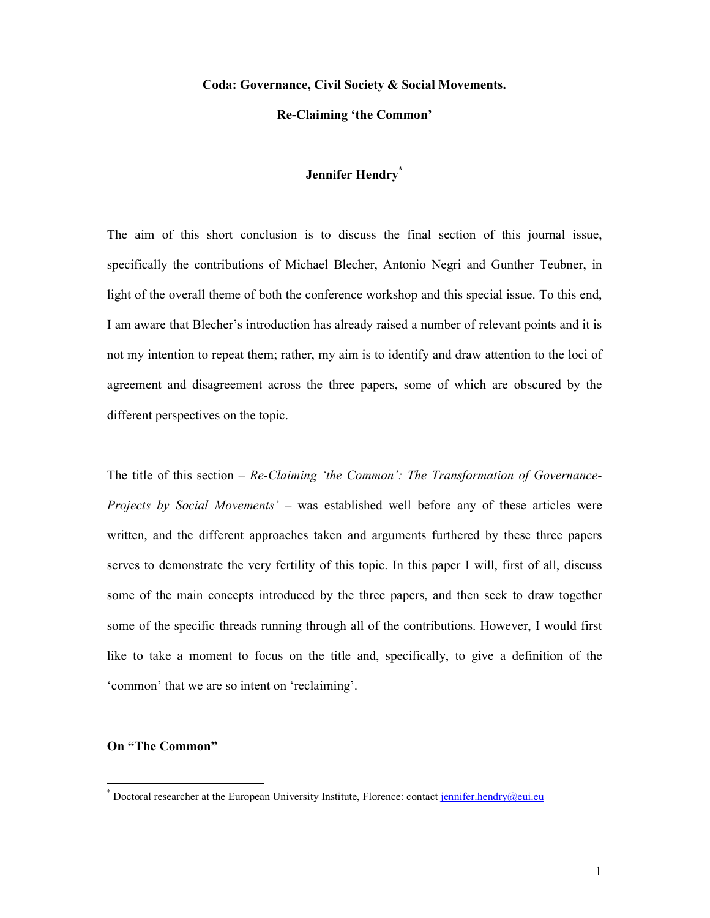**Coda: Governance, Civil Society & Social Movements.**

**Re-Claiming 'the Common'**

**Jennifer Hendry***

The aim of this short conclusion is to discuss the final section of this journal issue, specifically the contributions of Michael Blecher, Antonio Negri and Gunther Teubner, in light of the overall theme of both the conference workshop and this special issue. To this end, I am aware that Blecher's introduction has already raised a number of relevant points and it is not my intention to repeat them; rather, my aim is to identify and draw attention to the loci of agreement and disagreement across the three papers, some of which are obscured by the different perspectives on the topic.

The title of this section – *Re-Claiming 'the Common': The Transformation of Governance-Projects by Social Movements'* – was established well before any of these articles were written, and the different approaches taken and arguments furthered by these three papers serves to demonstrate the very fertility of this topic. In this paper I will, first of all, discuss some of the main concepts introduced by the three papers, and then seek to draw together some of the specific threads running through all of the contributions. However, I would first like to take a moment to focus on the title and, specifically, to give a definition of the 'common' that we are so intent on 'reclaiming'.

**On "The Common"**

---

* Doctoral researcher at the European University Institute, Florence: contact jennifer.hendry@eui.eu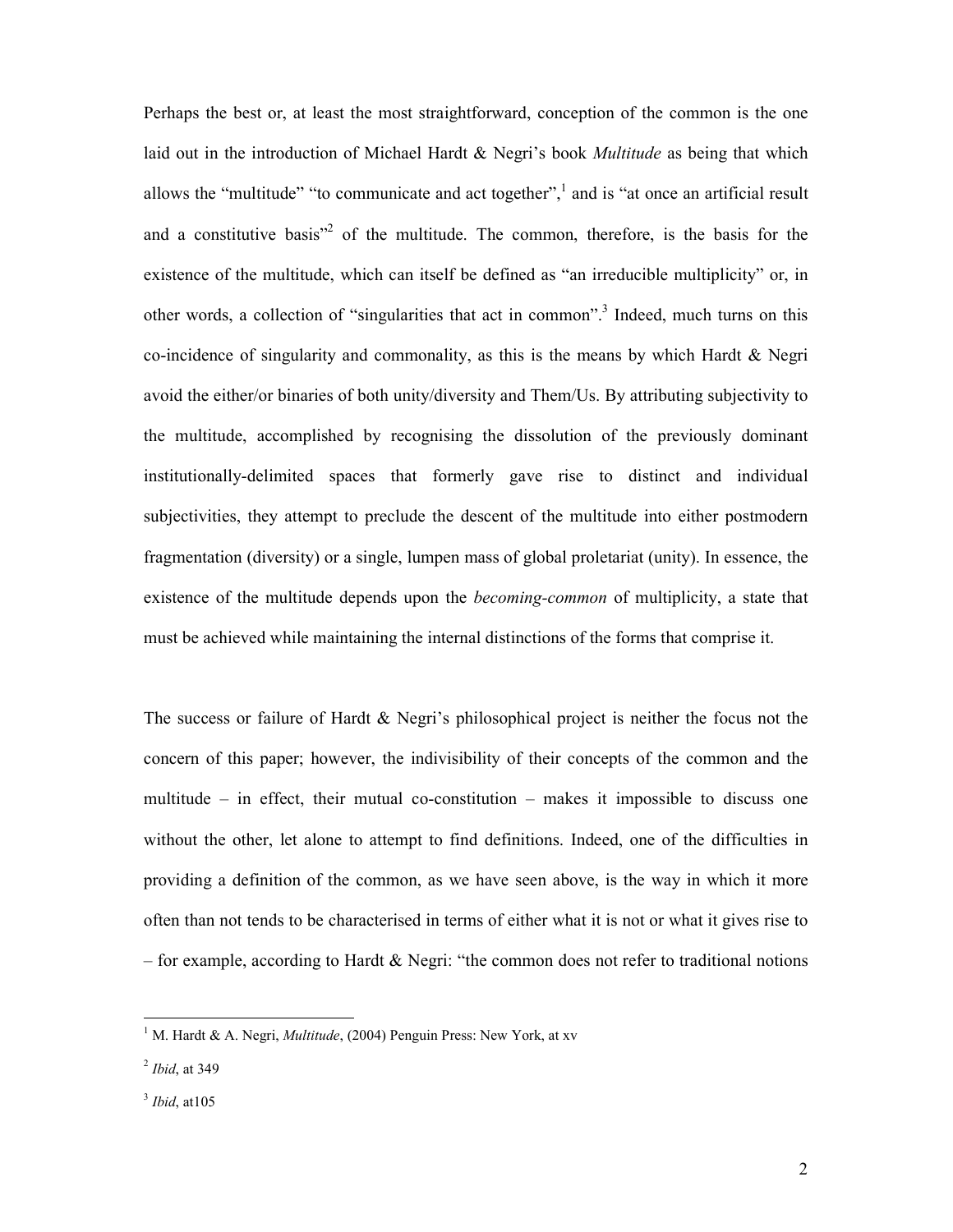Perhaps the best or, at least the most straightforward, conception of the common is the one laid out in the introduction of Michael Hardt & Negri's book *Multitude* as being that which allows the "multitude" "to communicate and act together",[1] and is "at once an artificial result and a constitutive basis"[2] of the multitude. The common, therefore, is the basis for the existence of the multitude, which can itself be defined as "an irreducible multiplicity" or, in other words, a collection of "singularities that act in common".[3] Indeed, much turns on this co-incidence of singularity and commonality, as this is the means by which Hardt & Negri avoid the either/or binaries of both unity/diversity and Them/Us. By attributing subjectivity to the multitude, accomplished by recognising the dissolution of the previously dominant institutionally-delimited spaces that formerly gave rise to distinct and individual subjectivities, they attempt to preclude the descent of the multitude into either postmodern fragmentation (diversity) or a single, lumpen mass of global proletariat (unity). In essence, the existence of the multitude depends upon the *becoming-common* of multiplicity, a state that must be achieved while maintaining the internal distinctions of the forms that comprise it.

The success or failure of Hardt & Negri's philosophical project is neither the focus not the concern of this paper; however, the indivisibility of their concepts of the common and the multitude – in effect, their mutual co-constitution – makes it impossible to discuss one without the other, let alone to attempt to find definitions. Indeed, one of the difficulties in providing a definition of the common, as we have seen above, is the way in which it more often than not tends to be characterised in terms of either what it is not or what it gives rise to – for example, according to Hardt & Negri: "the common does not refer to traditional notions

---

[1] M. Hardt & A. Negri, *Multitude*, (2004) Penguin Press: New York, at xv

[2] *Ibid*, at 349

[3] *Ibid*, at105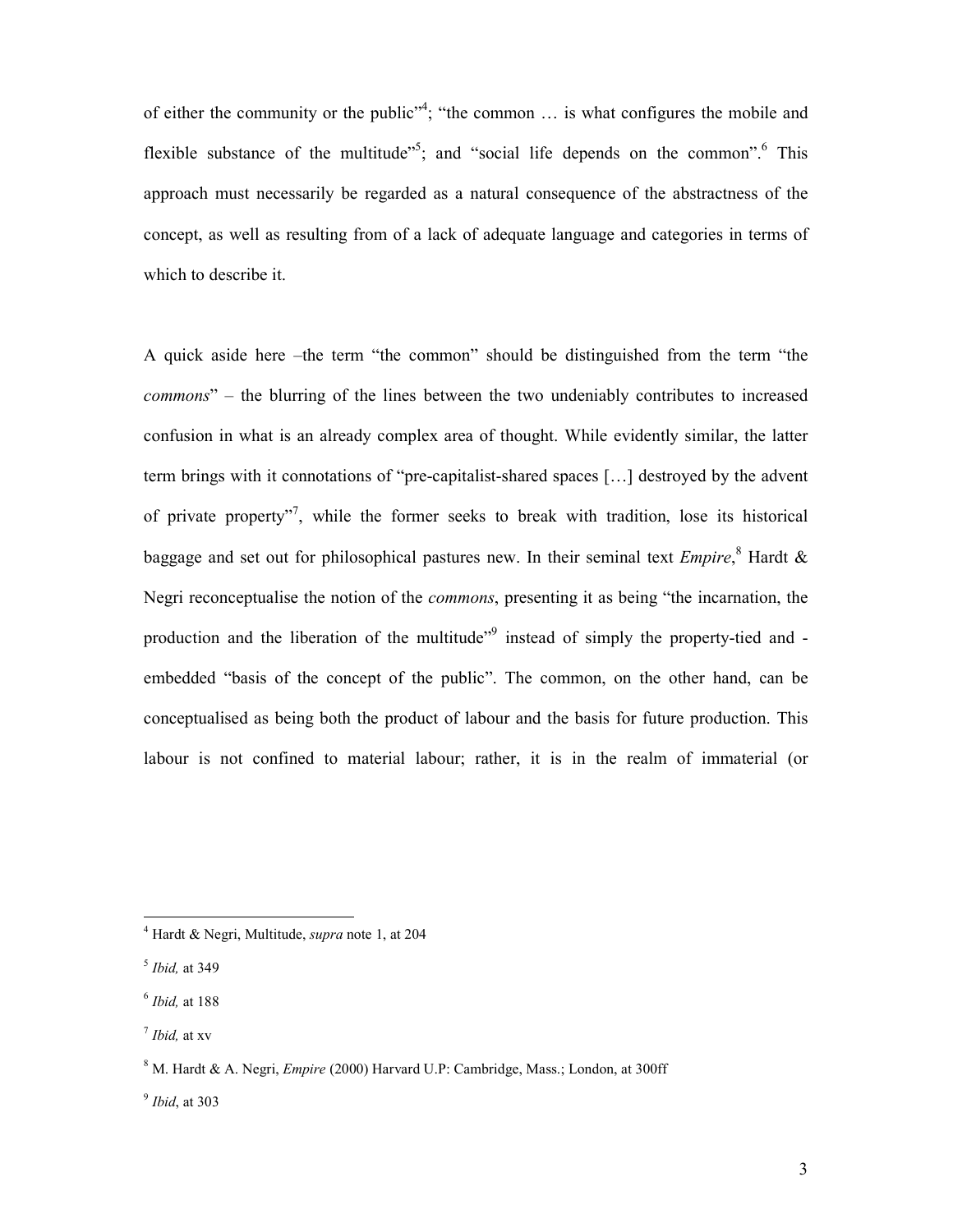of either the community or the public"[4]; "the common … is what configures the mobile and flexible substance of the multitude"[5]; and "social life depends on the common".[6] This approach must necessarily be regarded as a natural consequence of the abstractness of the concept, as well as resulting from of a lack of adequate language and categories in terms of which to describe it.

A quick aside here –the term "the common" should be distinguished from the term "the *commons*" – the blurring of the lines between the two undeniably contributes to increased confusion in what is an already complex area of thought. While evidently similar, the latter term brings with it connotations of "pre-capitalist-shared spaces […] destroyed by the advent of private property"[7], while the former seeks to break with tradition, lose its historical baggage and set out for philosophical pastures new. In their seminal text *Empire*,[8] Hardt & Negri reconceptualise the notion of the *commons*, presenting it as being "the incarnation, the production and the liberation of the multitude"[9] instead of simply the property-tied and -embedded "basis of the concept of the public". The common, on the other hand, can be conceptualised as being both the product of labour and the basis for future production. This labour is not confined to material labour; rather, it is in the realm of immaterial (or

---

[4] Hardt & Negri, Multitude, *supra* note 1, at 204

[5] *Ibid,* at 349

[6] *Ibid,* at 188

[7] *Ibid,* at xv

[8] M. Hardt & A. Negri, *Empire* (2000) Harvard U.P: Cambridge, Mass.; London, at 300ff

[9] *Ibid*, at 303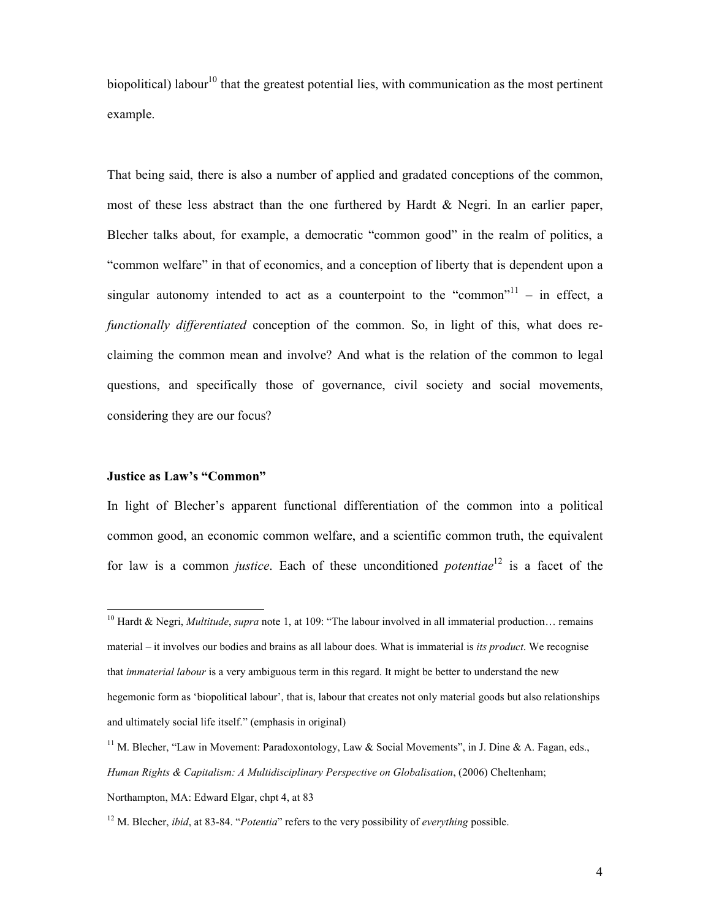biopolitical) labour[10] that the greatest potential lies, with communication as the most pertinent example.

That being said, there is also a number of applied and gradated conceptions of the common, most of these less abstract than the one furthered by Hardt & Negri. In an earlier paper, Blecher talks about, for example, a democratic "common good" in the realm of politics, a "common welfare" in that of economics, and a conception of liberty that is dependent upon a singular autonomy intended to act as a counterpoint to the "common"[11] – in effect, a *functionally differentiated* conception of the common. So, in light of this, what does re-claiming the common mean and involve? And what is the relation of the common to legal questions, and specifically those of governance, civil society and social movements, considering they are our focus?

**Justice as Law's "Common"**

In light of Blecher's apparent functional differentiation of the common into a political common good, an economic common welfare, and a scientific common truth, the equivalent for law is a common *justice*. Each of these unconditioned *potentiae*[12] is a facet of the

---

[10] Hardt & Negri, *Multitude*, *supra* note 1, at 109: "The labour involved in all immaterial production… remains material – it involves our bodies and brains as all labour does. What is immaterial is *its product*. We recognise that *immaterial labour* is a very ambiguous term in this regard. It might be better to understand the new hegemonic form as 'biopolitical labour', that is, labour that creates not only material goods but also relationships and ultimately social life itself." (emphasis in original)

[11] M. Blecher, "Law in Movement: Paradoxontology, Law & Social Movements", in J. Dine & A. Fagan, eds., *Human Rights & Capitalism: A Multidisciplinary Perspective on Globalisation*, (2006) Cheltenham; Northampton, MA: Edward Elgar, chpt 4, at 83

[12] M. Blecher, *ibid*, at 83-84. "*Potentia*" refers to the very possibility of *everything* possible.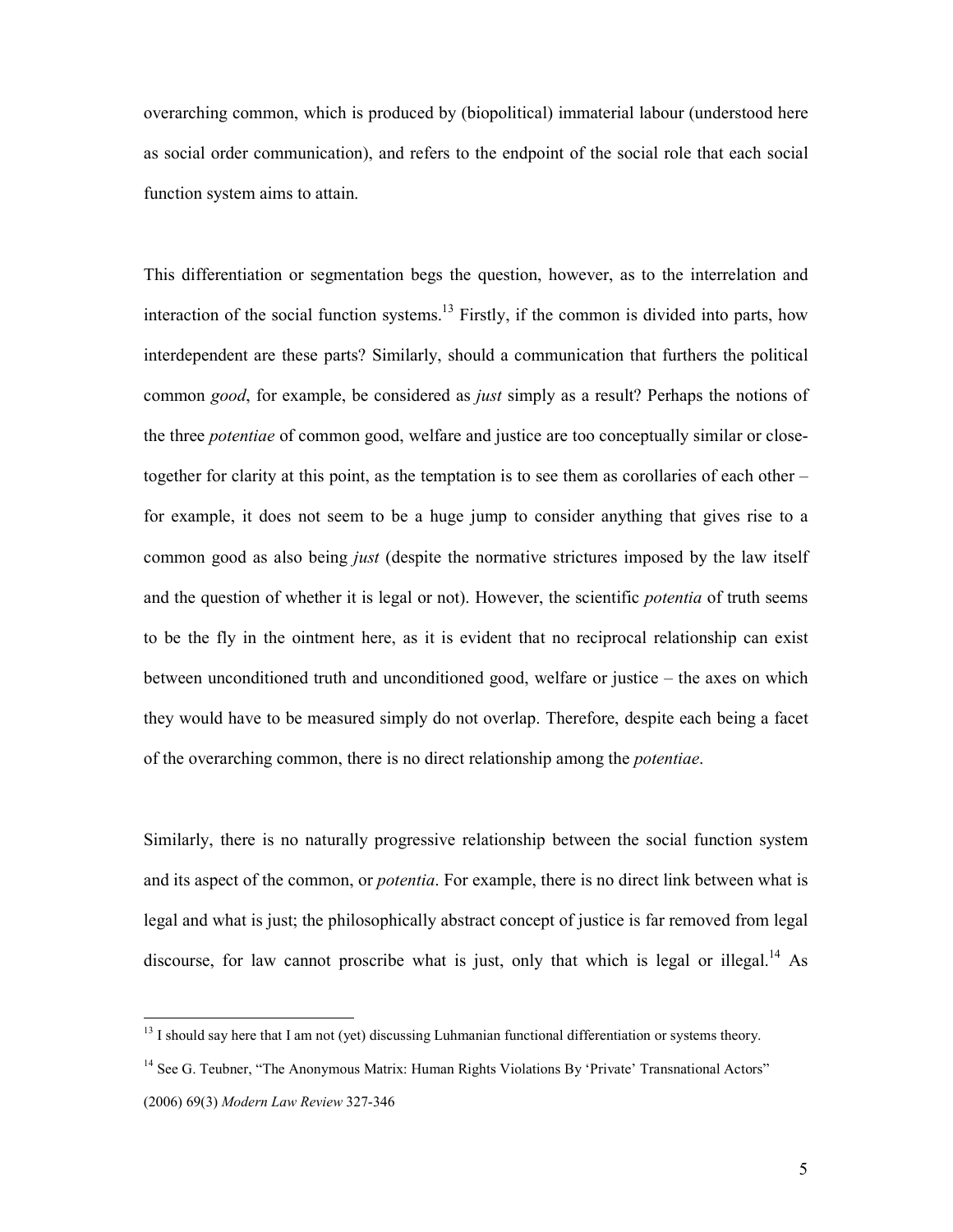overarching common, which is produced by (biopolitical) immaterial labour (understood here as social order communication), and refers to the endpoint of the social role that each social function system aims to attain.

This differentiation or segmentation begs the question, however, as to the interrelation and interaction of the social function systems.[13] Firstly, if the common is divided into parts, how interdependent are these parts? Similarly, should a communication that furthers the political common *good*, for example, be considered as *just* simply as a result? Perhaps the notions of the three *potentiae* of common good, welfare and justice are too conceptually similar or close-together for clarity at this point, as the temptation is to see them as corollaries of each other – for example, it does not seem to be a huge jump to consider anything that gives rise to a common good as also being *just* (despite the normative strictures imposed by the law itself and the question of whether it is legal or not). However, the scientific *potentia* of truth seems to be the fly in the ointment here, as it is evident that no reciprocal relationship can exist between unconditioned truth and unconditioned good, welfare or justice – the axes on which they would have to be measured simply do not overlap. Therefore, despite each being a facet of the overarching common, there is no direct relationship among the *potentiae*.

Similarly, there is no naturally progressive relationship between the social function system and its aspect of the common, or *potentia*. For example, there is no direct link between what is legal and what is just; the philosophically abstract concept of justice is far removed from legal discourse, for law cannot proscribe what is just, only that which is legal or illegal.[14] As

---

[13] I should say here that I am not (yet) discussing Luhmanian functional differentiation or systems theory.

[14] See G. Teubner, "The Anonymous Matrix: Human Rights Violations By 'Private' Transnational Actors" (2006) 69(3) *Modern Law Review* 327-346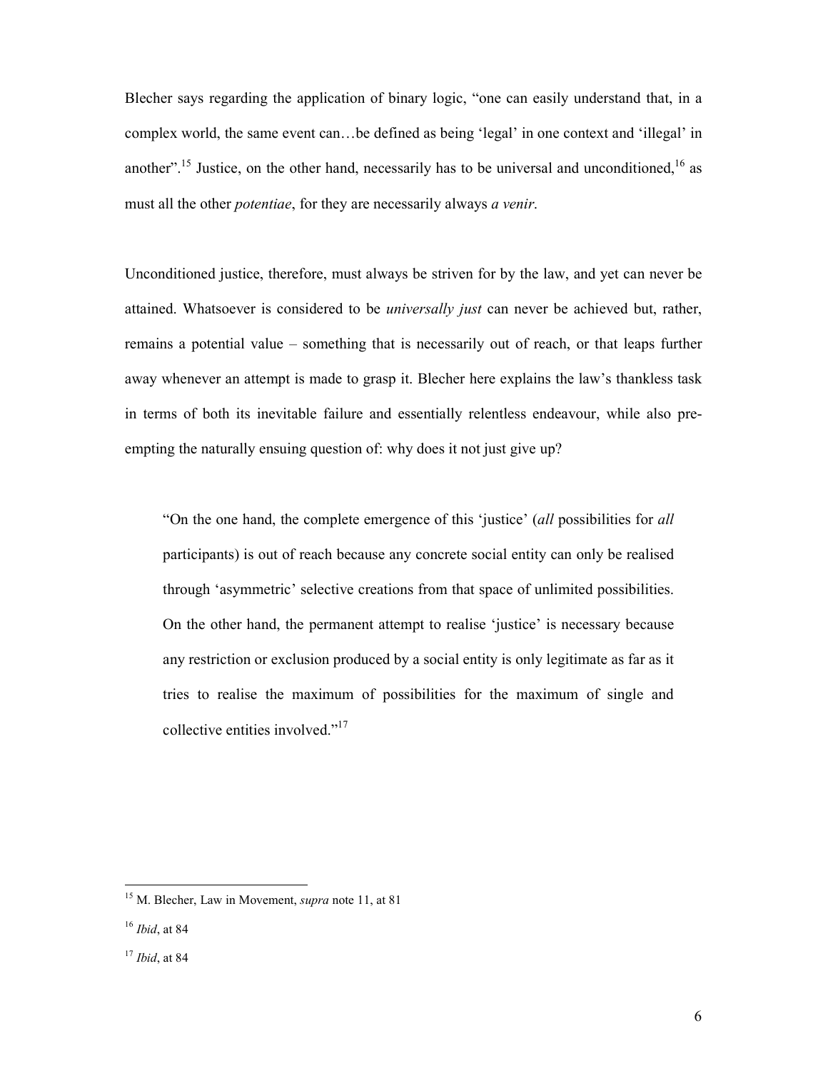Blecher says regarding the application of binary logic, "one can easily understand that, in a complex world, the same event can…be defined as being 'legal' in one context and 'illegal' in another".[15] Justice, on the other hand, necessarily has to be universal and unconditioned,[16] as must all the other *potentiae*, for they are necessarily always *a venir*.

Unconditioned justice, therefore, must always be striven for by the law, and yet can never be attained. Whatsoever is considered to be *universally just* can never be achieved but, rather, remains a potential value – something that is necessarily out of reach, or that leaps further away whenever an attempt is made to grasp it. Blecher here explains the law's thankless task in terms of both its inevitable failure and essentially relentless endeavour, while also pre-empting the naturally ensuing question of: why does it not just give up?

> "On the one hand, the complete emergence of this 'justice' (*all* possibilities for *all* participants) is out of reach because any concrete social entity can only be realised through 'asymmetric' selective creations from that space of unlimited possibilities. On the other hand, the permanent attempt to realise 'justice' is necessary because any restriction or exclusion produced by a social entity is only legitimate as far as it tries to realise the maximum of possibilities for the maximum of single and collective entities involved."[17]

---

[15] M. Blecher, Law in Movement, *supra* note 11, at 81

[16] *Ibid*, at 84

[17] *Ibid*, at 84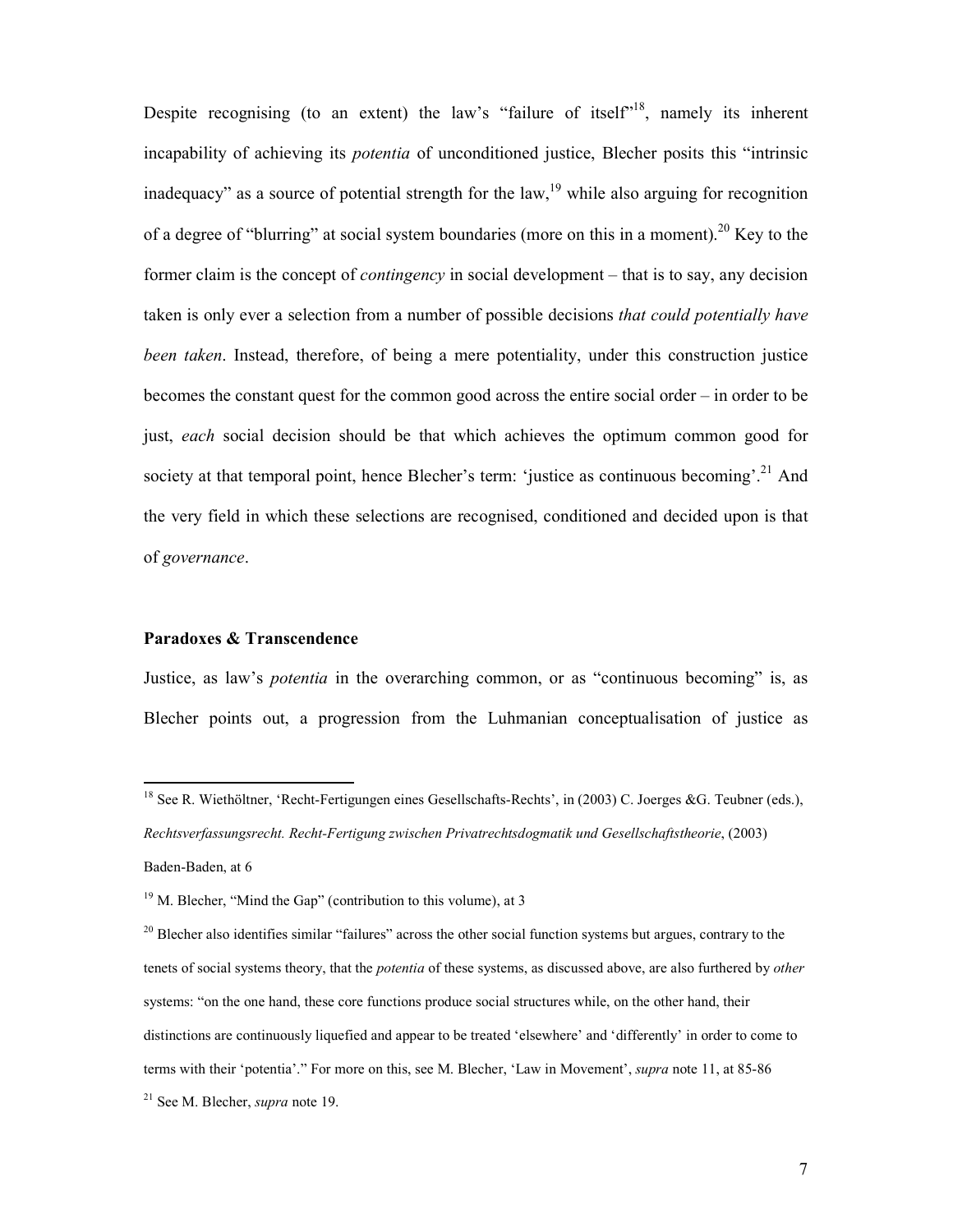Despite recognising (to an extent) the law's "failure of itself"[18], namely its inherent incapability of achieving its *potentia* of unconditioned justice, Blecher posits this "intrinsic inadequacy" as a source of potential strength for the law,[19] while also arguing for recognition of a degree of "blurring" at social system boundaries (more on this in a moment).[20] Key to the former claim is the concept of *contingency* in social development – that is to say, any decision taken is only ever a selection from a number of possible decisions *that could potentially have been taken*. Instead, therefore, of being a mere potentiality, under this construction justice becomes the constant quest for the common good across the entire social order – in order to be just, *each* social decision should be that which achieves the optimum common good for society at that temporal point, hence Blecher's term: 'justice as continuous becoming'.[21] And the very field in which these selections are recognised, conditioned and decided upon is that of *governance*.

**Paradoxes & Transcendence**

Justice, as law's *potentia* in the overarching common, or as "continuous becoming" is, as Blecher points out, a progression from the Luhmanian conceptualisation of justice as

---

[18] See R. Wiethöltner, 'Recht-Fertigungen eines Gesellschafts-Rechts', in (2003) C. Joerges &G. Teubner (eds.), *Rechtsverfassungsrecht. Recht-Fertigung zwischen Privatrechtsdogmatik und Gesellschaftstheorie*, (2003) Baden-Baden, at 6

[19] M. Blecher, "Mind the Gap" (contribution to this volume), at 3

[20] Blecher also identifies similar "failures" across the other social function systems but argues, contrary to the tenets of social systems theory, that the *potentia* of these systems, as discussed above, are also furthered by *other* systems: "on the one hand, these core functions produce social structures while, on the other hand, their distinctions are continuously liquefied and appear to be treated 'elsewhere' and 'differently' in order to come to terms with their 'potentia'." For more on this, see M. Blecher, 'Law in Movement', *supra* note 11, at 85-86

[21] See M. Blecher, *supra* note 19.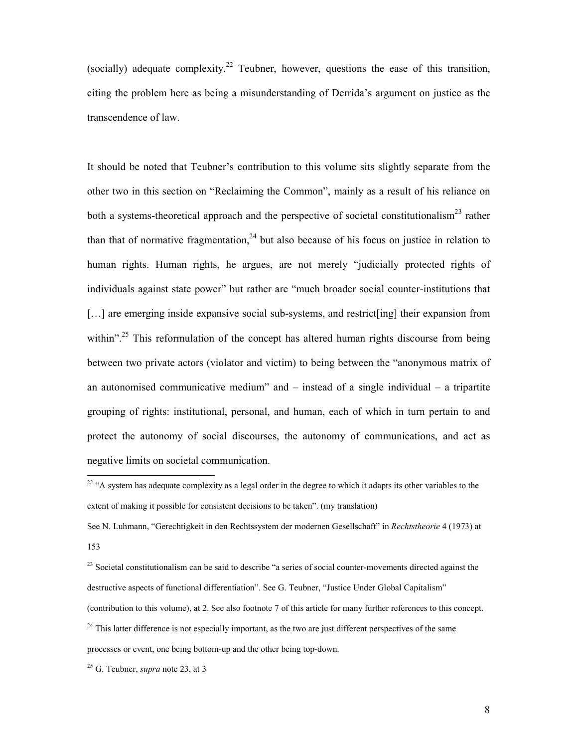(socially) adequate complexity.[22] Teubner, however, questions the ease of this transition, citing the problem here as being a misunderstanding of Derrida's argument on justice as the transcendence of law.

It should be noted that Teubner's contribution to this volume sits slightly separate from the other two in this section on "Reclaiming the Common", mainly as a result of his reliance on both a systems-theoretical approach and the perspective of societal constitutionalism[23] rather than that of normative fragmentation,[24] but also because of his focus on justice in relation to human rights. Human rights, he argues, are not merely "judicially protected rights of individuals against state power" but rather are "much broader social counter-institutions that […] are emerging inside expansive social sub-systems, and restrict[ing] their expansion from within".[25] This reformulation of the concept has altered human rights discourse from being between two private actors (violator and victim) to being between the "anonymous matrix of an autonomised communicative medium" and – instead of a single individual – a tripartite grouping of rights: institutional, personal, and human, each of which in turn pertain to and protect the autonomy of social discourses, the autonomy of communications, and act as negative limits on societal communication.

[22] "A system has adequate complexity as a legal order in the degree to which it adapts its other variables to the extent of making it possible for consistent decisions to be taken". (my translation)

See N. Luhmann, "Gerechtigkeit in den Rechtssystem der modernen Gesellschaft" in *Rechtstheorie* 4 (1973) at 153

[23] Societal constitutionalism can be said to describe "a series of social counter-movements directed against the destructive aspects of functional differentiation". See G. Teubner, "Justice Under Global Capitalism" (contribution to this volume), at 2. See also footnote 7 of this article for many further references to this concept.

[24] This latter difference is not especially important, as the two are just different perspectives of the same processes or event, one being bottom-up and the other being top-down.

[25] G. Teubner, *supra* note 23, at 3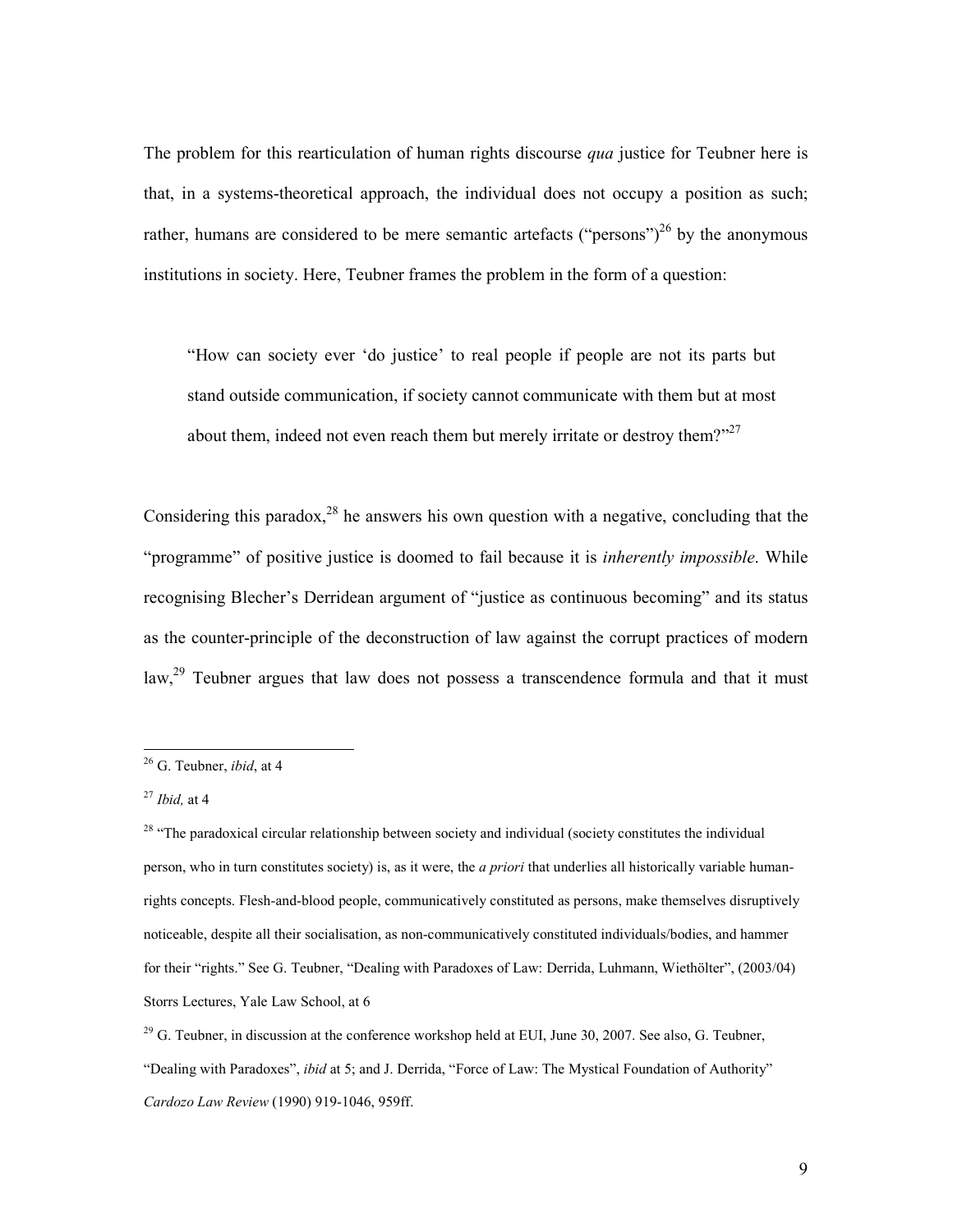The problem for this rearticulation of human rights discourse *qua* justice for Teubner here is that, in a systems-theoretical approach, the individual does not occupy a position as such; rather, humans are considered to be mere semantic artefacts ("persons")[26] by the anonymous institutions in society. Here, Teubner frames the problem in the form of a question:

> "How can society ever 'do justice' to real people if people are not its parts but stand outside communication, if society cannot communicate with them but at most about them, indeed not even reach them but merely irritate or destroy them?"[27]

Considering this paradox,[28] he answers his own question with a negative, concluding that the "programme" of positive justice is doomed to fail because it is *inherently impossible*. While recognising Blecher's Derridean argument of "justice as continuous becoming" and its status as the counter-principle of the deconstruction of law against the corrupt practices of modern law,[29] Teubner argues that law does not possess a transcendence formula and that it must

---

[26] G. Teubner, *ibid*, at 4

[27] *Ibid,* at 4

[28] "The paradoxical circular relationship between society and individual (society constitutes the individual person, who in turn constitutes society) is, as it were, the *a priori* that underlies all historically variable human-rights concepts. Flesh-and-blood people, communicatively constituted as persons, make themselves disruptively noticeable, despite all their socialisation, as non-communicatively constituted individuals/bodies, and hammer for their "rights." See G. Teubner, "Dealing with Paradoxes of Law: Derrida, Luhmann, Wiethölter", (2003/04) Storrs Lectures, Yale Law School, at 6

[29] G. Teubner, in discussion at the conference workshop held at EUI, June 30, 2007. See also, G. Teubner, "Dealing with Paradoxes", *ibid* at 5; and J. Derrida, "Force of Law: The Mystical Foundation of Authority" *Cardozo Law Review* (1990) 919-1046, 959ff.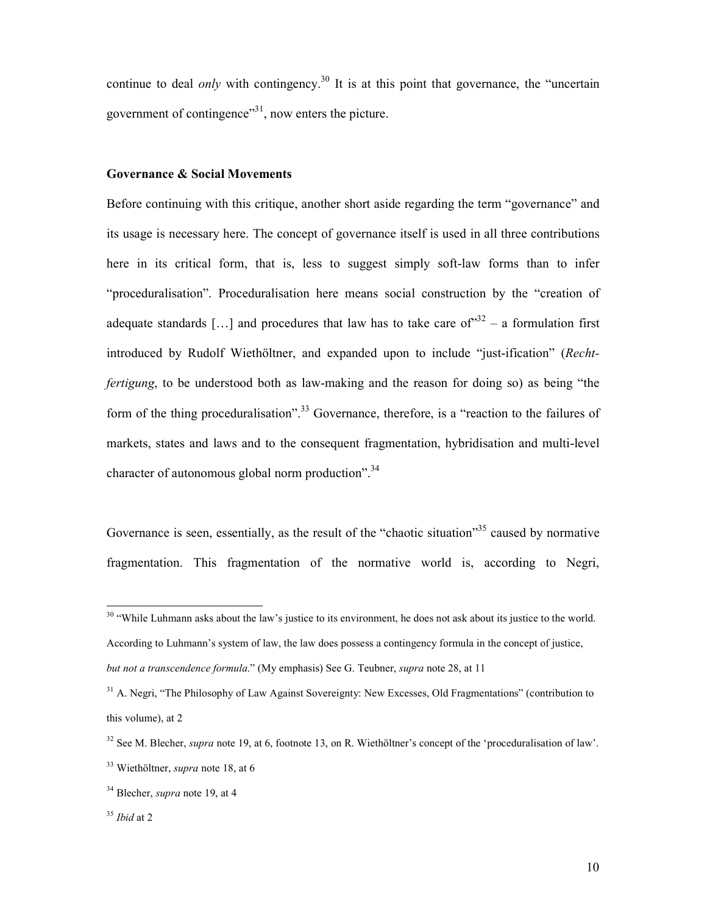continue to deal *only* with contingency.[30] It is at this point that governance, the "uncertain government of contingence"[31], now enters the picture.

**Governance & Social Movements**

Before continuing with this critique, another short aside regarding the term "governance" and its usage is necessary here. The concept of governance itself is used in all three contributions here in its critical form, that is, less to suggest simply soft-law forms than to infer "proceduralisation". Proceduralisation here means social construction by the "creation of adequate standards […] and procedures that law has to take care of"[32] – a formulation first introduced by Rudolf Wiethöltner, and expanded upon to include "just-ification" (*Recht-fertigung*, to be understood both as law-making and the reason for doing so) as being "the form of the thing proceduralisation".[33] Governance, therefore, is a "reaction to the failures of markets, states and laws and to the consequent fragmentation, hybridisation and multi-level character of autonomous global norm production".[34]

Governance is seen, essentially, as the result of the "chaotic situation"[35] caused by normative fragmentation. This fragmentation of the normative world is, according to Negri,

---

[30] "While Luhmann asks about the law's justice to its environment, he does not ask about its justice to the world. According to Luhmann's system of law, the law does possess a contingency formula in the concept of justice, *but not a transcendence formula*." (My emphasis) See G. Teubner, *supra* note 28, at 11

[31] A. Negri, "The Philosophy of Law Against Sovereignty: New Excesses, Old Fragmentations" (contribution to this volume), at 2

[32] See M. Blecher, *supra* note 19, at 6, footnote 13, on R. Wiethöltner's concept of the 'proceduralisation of law'.

[33] Wiethöltner, *supra* note 18, at 6

[34] Blecher, *supra* note 19, at 4

[35] *Ibid* at 2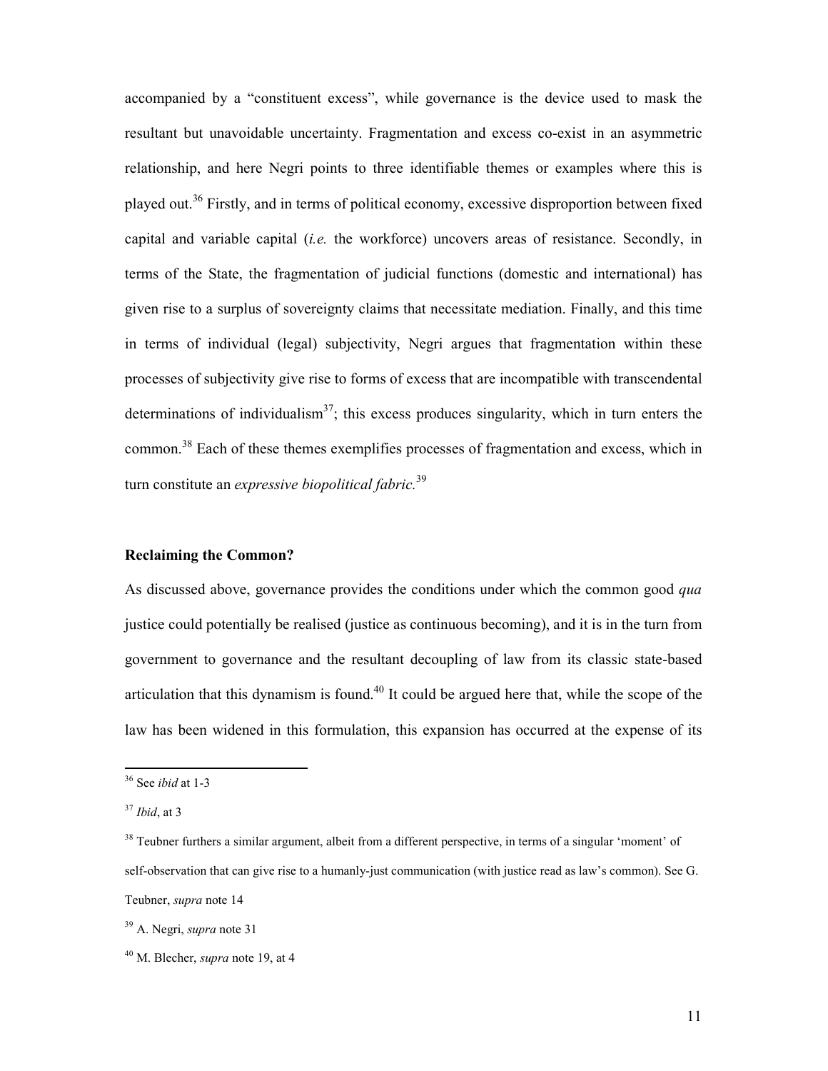accompanied by a "constituent excess", while governance is the device used to mask the resultant but unavoidable uncertainty. Fragmentation and excess co-exist in an asymmetric relationship, and here Negri points to three identifiable themes or examples where this is played out.[36] Firstly, and in terms of political economy, excessive disproportion between fixed capital and variable capital (*i.e.* the workforce) uncovers areas of resistance. Secondly, in terms of the State, the fragmentation of judicial functions (domestic and international) has given rise to a surplus of sovereignty claims that necessitate mediation. Finally, and this time in terms of individual (legal) subjectivity, Negri argues that fragmentation within these processes of subjectivity give rise to forms of excess that are incompatible with transcendental determinations of individualism[37]; this excess produces singularity, which in turn enters the common.[38] Each of these themes exemplifies processes of fragmentation and excess, which in turn constitute an *expressive biopolitical fabric.*[39]

## Reclaiming the Common?

As discussed above, governance provides the conditions under which the common good *qua* justice could potentially be realised (justice as continuous becoming), and it is in the turn from government to governance and the resultant decoupling of law from its classic state-based articulation that this dynamism is found.[40] It could be argued here that, while the scope of the law has been widened in this formulation, this expansion has occurred at the expense of its

---

[36] See *ibid* at 1-3

[37] *Ibid*, at 3

[38] Teubner furthers a similar argument, albeit from a different perspective, in terms of a singular 'moment' of self-observation that can give rise to a humanly-just communication (with justice read as law's common). See G. Teubner, *supra* note 14

[39] A. Negri, *supra* note 31

[40] M. Blecher, *supra* note 19, at 4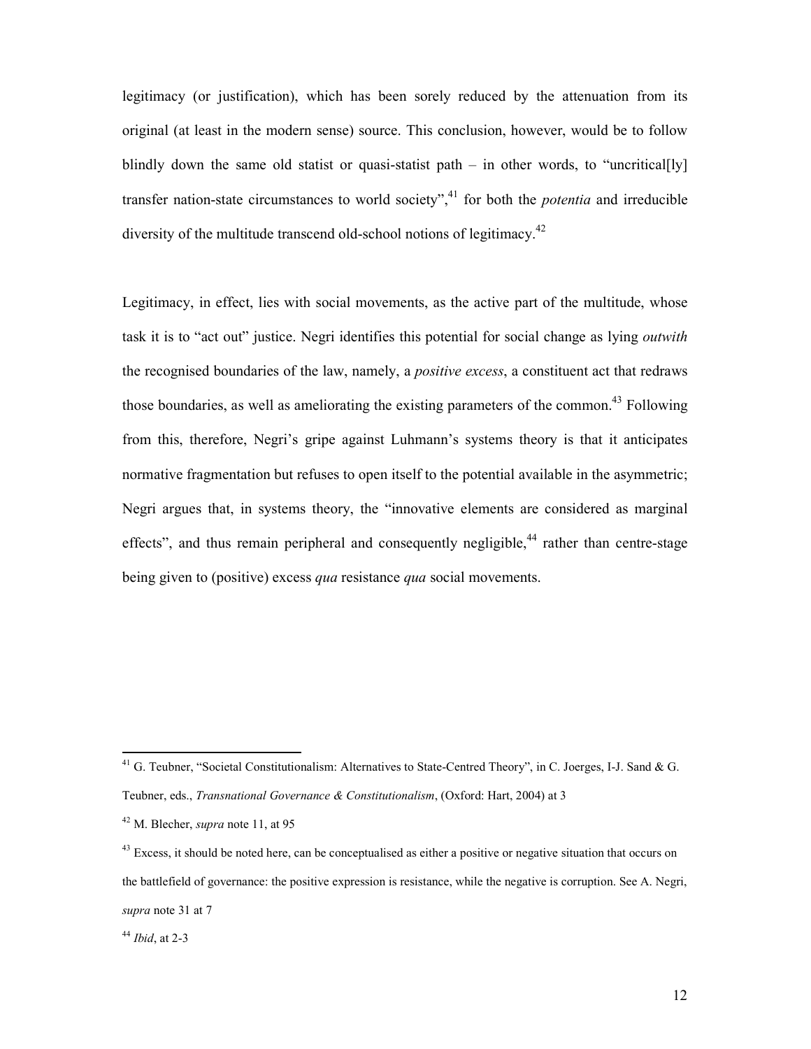legitimacy (or justification), which has been sorely reduced by the attenuation from its original (at least in the modern sense) source. This conclusion, however, would be to follow blindly down the same old statist or quasi-statist path – in other words, to "uncritical[ly] transfer nation-state circumstances to world society",[41] for both the *potentia* and irreducible diversity of the multitude transcend old-school notions of legitimacy.[42]

Legitimacy, in effect, lies with social movements, as the active part of the multitude, whose task it is to "act out" justice. Negri identifies this potential for social change as lying *outwith* the recognised boundaries of the law, namely, a *positive excess*, a constituent act that redraws those boundaries, as well as ameliorating the existing parameters of the common.[43] Following from this, therefore, Negri's gripe against Luhmann's systems theory is that it anticipates normative fragmentation but refuses to open itself to the potential available in the asymmetric; Negri argues that, in systems theory, the "innovative elements are considered as marginal effects", and thus remain peripheral and consequently negligible,[44] rather than centre-stage being given to (positive) excess *qua* resistance *qua* social movements.

---

[41] G. Teubner, "Societal Constitutionalism: Alternatives to State-Centred Theory", in C. Joerges, I-J. Sand & G. Teubner, eds., *Transnational Governance & Constitutionalism*, (Oxford: Hart, 2004) at 3

[42] M. Blecher, *supra* note 11, at 95

[43] Excess, it should be noted here, can be conceptualised as either a positive or negative situation that occurs on the battlefield of governance: the positive expression is resistance, while the negative is corruption. See A. Negri, *supra* note 31 at 7

[44] *Ibid*, at 2-3